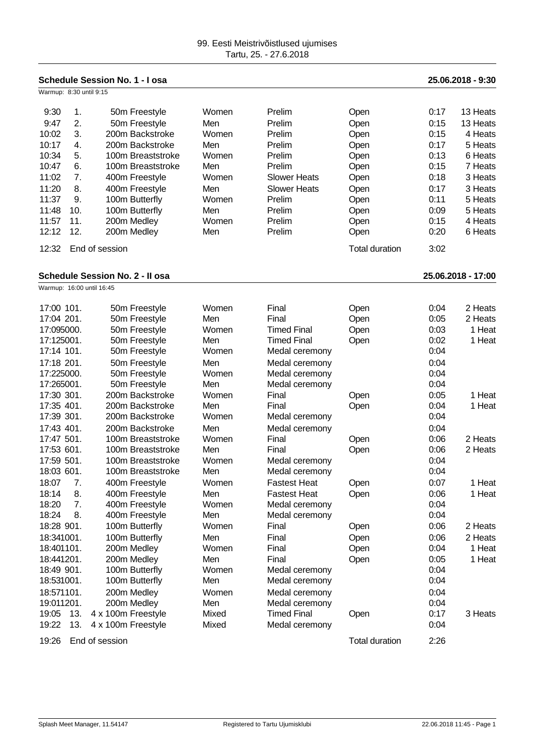# 99. Eesti Meistrivõistlused ujumises

Tartu, 25. - 27.6.2018

## Schedule Session No. 1 - I osa

**25.06.2018 - 9:30**

Warmup: 8:30 until 9:15

| Time | No. | Event | Gender | Round | Category | Duration | Heats |
|---|---|---|---|---|---|---|---|
| 9:30 | 1. | 50m Freestyle | Women | Prelim | Open | 0:17 | 13 Heats |
| 9:47 | 2. | 50m Freestyle | Men | Prelim | Open | 0:15 | 13 Heats |
| 10:02 | 3. | 200m Backstroke | Women | Prelim | Open | 0:15 | 4 Heats |
| 10:17 | 4. | 200m Backstroke | Men | Prelim | Open | 0:17 | 5 Heats |
| 10:34 | 5. | 100m Breaststroke | Women | Prelim | Open | 0:13 | 6 Heats |
| 10:47 | 6. | 100m Breaststroke | Men | Prelim | Open | 0:15 | 7 Heats |
| 11:02 | 7. | 400m Freestyle | Women | Slower Heats | Open | 0:18 | 3 Heats |
| 11:20 | 8. | 400m Freestyle | Men | Slower Heats | Open | 0:17 | 3 Heats |
| 11:37 | 9. | 100m Butterfly | Women | Prelim | Open | 0:11 | 5 Heats |
| 11:48 | 10. | 100m Butterfly | Men | Prelim | Open | 0:09 | 5 Heats |
| 11:57 | 11. | 200m Medley | Women | Prelim | Open | 0:15 | 4 Heats |
| 12:12 | 12. | 200m Medley | Men | Prelim | Open | 0:20 | 6 Heats |
| 12:32 | | End of session | | | Total duration | 3:02 | |

## Schedule Session No. 2 - II osa

**25.06.2018 - 17:00**

Warmup: 16:00 until 16:45

| Time | No. | Event | Gender | Round | Category | Duration | Heats |
|---|---|---|---|---|---|---|---|
| 17:00 | 101. | 50m Freestyle | Women | Final | Open | 0:04 | 2 Heats |
| 17:04 | 201. | 50m Freestyle | Men | Final | Open | 0:05 | 2 Heats |
| 17:09 | 5000. | 50m Freestyle | Women | Timed Final | Open | 0:03 | 1 Heat |
| 17:12 | 5001. | 50m Freestyle | Men | Timed Final | Open | 0:02 | 1 Heat |
| 17:14 | 101. | 50m Freestyle | Women | Medal ceremony | | 0:04 | |
| 17:18 | 201. | 50m Freestyle | Men | Medal ceremony | | 0:04 | |
| 17:22 | 5000. | 50m Freestyle | Women | Medal ceremony | | 0:04 | |
| 17:26 | 5001. | 50m Freestyle | Men | Medal ceremony | | 0:04 | |
| 17:30 | 301. | 200m Backstroke | Women | Final | Open | 0:05 | 1 Heat |
| 17:35 | 401. | 200m Backstroke | Men | Final | Open | 0:04 | 1 Heat |
| 17:39 | 301. | 200m Backstroke | Women | Medal ceremony | | 0:04 | |
| 17:43 | 401. | 200m Backstroke | Men | Medal ceremony | | 0:04 | |
| 17:47 | 501. | 100m Breaststroke | Women | Final | Open | 0:06 | 2 Heats |
| 17:53 | 601. | 100m Breaststroke | Men | Final | Open | 0:06 | 2 Heats |
| 17:59 | 501. | 100m Breaststroke | Women | Medal ceremony | | 0:04 | |
| 18:03 | 601. | 100m Breaststroke | Men | Medal ceremony | | 0:04 | |
| 18:07 | 7. | 400m Freestyle | Women | Fastest Heat | Open | 0:07 | 1 Heat |
| 18:14 | 8. | 400m Freestyle | Men | Fastest Heat | Open | 0:06 | 1 Heat |
| 18:20 | 7. | 400m Freestyle | Women | Medal ceremony | | 0:04 | |
| 18:24 | 8. | 400m Freestyle | Men | Medal ceremony | | 0:04 | |
| 18:28 | 901. | 100m Butterfly | Women | Final | Open | 0:06 | 2 Heats |
| 18:34 | 1001. | 100m Butterfly | Men | Final | Open | 0:06 | 2 Heats |
| 18:40 | 1101. | 200m Medley | Women | Final | Open | 0:04 | 1 Heat |
| 18:44 | 1201. | 200m Medley | Men | Final | Open | 0:05 | 1 Heat |
| 18:49 | 901. | 100m Butterfly | Women | Medal ceremony | | 0:04 | |
| 18:53 | 1001. | 100m Butterfly | Men | Medal ceremony | | 0:04 | |
| 18:57 | 1101. | 200m Medley | Women | Medal ceremony | | 0:04 | |
| 19:01 | 1201. | 200m Medley | Men | Medal ceremony | | 0:04 | |
| 19:05 | 13. | 4 x 100m Freestyle | Mixed | Timed Final | Open | 0:17 | 3 Heats |
| 19:22 | 13. | 4 x 100m Freestyle | Mixed | Medal ceremony | | 0:04 | |
| 19:26 | | End of session | | | Total duration | 2:26 | |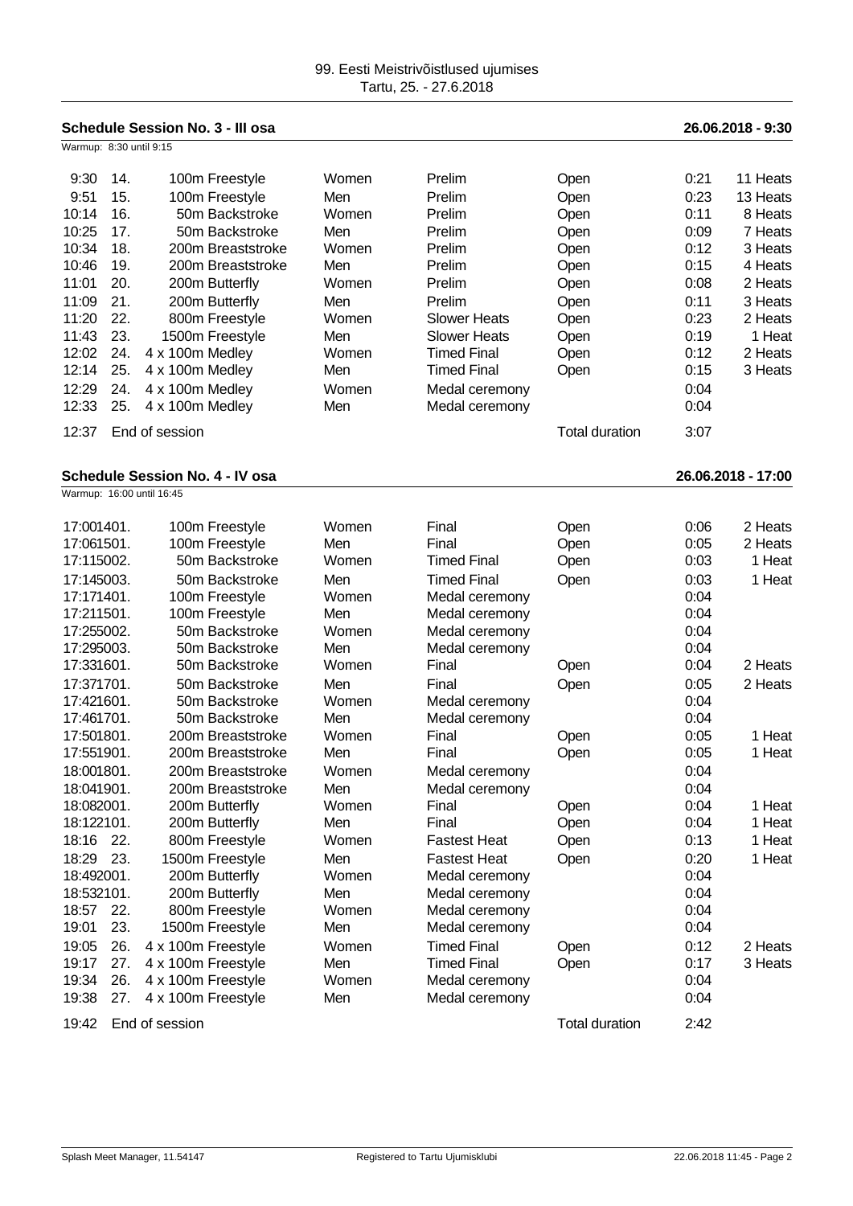99. Eesti Meistrivõistlused ujumises
Tartu, 25. - 27.6.2018

## Schedule Session No. 3 - III osa — 26.06.2018 - 9:30

Warmup: 8:30 until 9:15

| Time | No. | Event | Gender | Round | Category | Duration | Heats |
|---|---|---|---|---|---|---|---|
| 9:30 | 14. | 100m Freestyle | Women | Prelim | Open | 0:21 | 11 Heats |
| 9:51 | 15. | 100m Freestyle | Men | Prelim | Open | 0:23 | 13 Heats |
| 10:14 | 16. | 50m Backstroke | Women | Prelim | Open | 0:11 | 8 Heats |
| 10:25 | 17. | 50m Backstroke | Men | Prelim | Open | 0:09 | 7 Heats |
| 10:34 | 18. | 200m Breaststroke | Women | Prelim | Open | 0:12 | 3 Heats |
| 10:46 | 19. | 200m Breaststroke | Men | Prelim | Open | 0:15 | 4 Heats |
| 11:01 | 20. | 200m Butterfly | Women | Prelim | Open | 0:08 | 2 Heats |
| 11:09 | 21. | 200m Butterfly | Men | Prelim | Open | 0:11 | 3 Heats |
| 11:20 | 22. | 800m Freestyle | Women | Slower Heats | Open | 0:23 | 2 Heats |
| 11:43 | 23. | 1500m Freestyle | Men | Slower Heats | Open | 0:19 | 1 Heat |
| 12:02 | 24. | 4 x 100m Medley | Women | Timed Final | Open | 0:12 | 2 Heats |
| 12:14 | 25. | 4 x 100m Medley | Men | Timed Final | Open | 0:15 | 3 Heats |
| 12:29 | 24. | 4 x 100m Medley | Women | Medal ceremony | | 0:04 | |
| 12:33 | 25. | 4 x 100m Medley | Men | Medal ceremony | | 0:04 | |
| 12:37 | | End of session | | | Total duration | 3:07 | |

## Schedule Session No. 4 - IV osa — 26.06.2018 - 17:00

Warmup: 16:00 until 16:45

| Time | No. | Event | Gender | Round | Category | Duration | Heats |
|---|---|---|---|---|---|---|---|
| 17:00 | 1401. | 100m Freestyle | Women | Final | Open | 0:06 | 2 Heats |
| 17:06 | 1501. | 100m Freestyle | Men | Final | Open | 0:05 | 2 Heats |
| 17:11 | 5002. | 50m Backstroke | Women | Timed Final | Open | 0:03 | 1 Heat |
| 17:14 | 5003. | 50m Backstroke | Men | Timed Final | Open | 0:03 | 1 Heat |
| 17:17 | 1401. | 100m Freestyle | Women | Medal ceremony | | 0:04 | |
| 17:21 | 1501. | 100m Freestyle | Men | Medal ceremony | | 0:04 | |
| 17:25 | 5002. | 50m Backstroke | Women | Medal ceremony | | 0:04 | |
| 17:29 | 5003. | 50m Backstroke | Men | Medal ceremony | | 0:04 | |
| 17:33 | 1601. | 50m Backstroke | Women | Final | Open | 0:04 | 2 Heats |
| 17:37 | 1701. | 50m Backstroke | Men | Final | Open | 0:05 | 2 Heats |
| 17:42 | 1601. | 50m Backstroke | Women | Medal ceremony | | 0:04 | |
| 17:46 | 1701. | 50m Backstroke | Men | Medal ceremony | | 0:04 | |
| 17:50 | 1801. | 200m Breaststroke | Women | Final | Open | 0:05 | 1 Heat |
| 17:55 | 1901. | 200m Breaststroke | Men | Final | Open | 0:05 | 1 Heat |
| 18:00 | 1801. | 200m Breaststroke | Women | Medal ceremony | | 0:04 | |
| 18:04 | 1901. | 200m Breaststroke | Men | Medal ceremony | | 0:04 | |
| 18:08 | 2001. | 200m Butterfly | Women | Final | Open | 0:04 | 1 Heat |
| 18:12 | 2101. | 200m Butterfly | Men | Final | Open | 0:04 | 1 Heat |
| 18:16 | 22. | 800m Freestyle | Women | Fastest Heat | Open | 0:13 | 1 Heat |
| 18:29 | 23. | 1500m Freestyle | Men | Fastest Heat | Open | 0:20 | 1 Heat |
| 18:49 | 2001. | 200m Butterfly | Women | Medal ceremony | | 0:04 | |
| 18:53 | 2101. | 200m Butterfly | Men | Medal ceremony | | 0:04 | |
| 18:57 | 22. | 800m Freestyle | Women | Medal ceremony | | 0:04 | |
| 19:01 | 23. | 1500m Freestyle | Men | Medal ceremony | | 0:04 | |
| 19:05 | 26. | 4 x 100m Freestyle | Women | Timed Final | Open | 0:12 | 2 Heats |
| 19:17 | 27. | 4 x 100m Freestyle | Men | Timed Final | Open | 0:17 | 3 Heats |
| 19:34 | 26. | 4 x 100m Freestyle | Women | Medal ceremony | | 0:04 | |
| 19:38 | 27. | 4 x 100m Freestyle | Men | Medal ceremony | | 0:04 | |
| 19:42 | | End of session | | | Total duration | 2:42 | |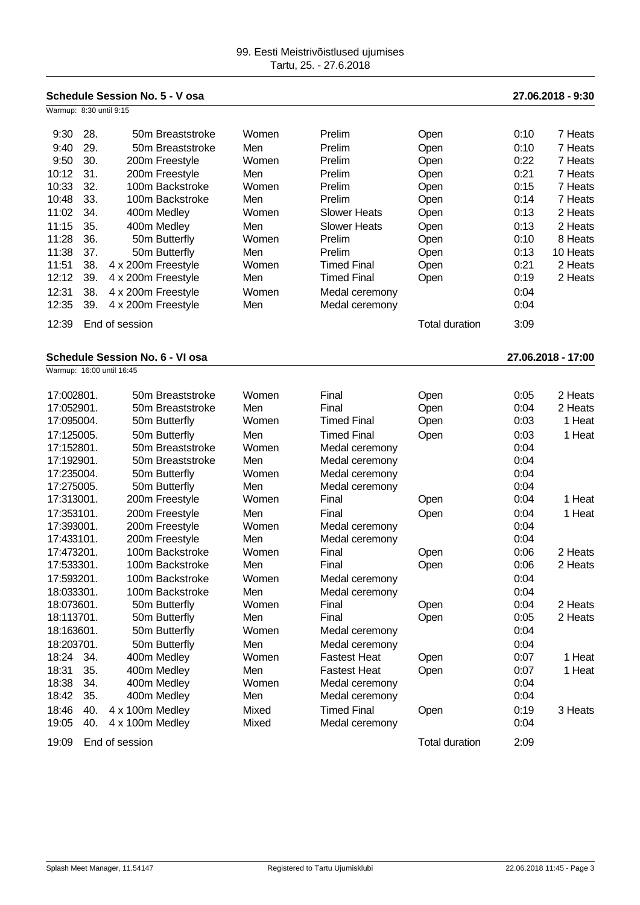99. Eesti Meistrivõistlused ujumises
Tartu, 25. - 27.6.2018

## Schedule Session No. 5 - V osa

**27.06.2018 - 9:30**

Warmup: 8:30 until 9:15

| | | | | | | | |
|---|---|---|---|---|---|---|---|
| 9:30 | 28. | 50m Breaststroke | Women | Prelim | Open | 0:10 | 7 Heats |
| 9:40 | 29. | 50m Breaststroke | Men | Prelim | Open | 0:10 | 7 Heats |
| 9:50 | 30. | 200m Freestyle | Women | Prelim | Open | 0:22 | 7 Heats |
| 10:12 | 31. | 200m Freestyle | Men | Prelim | Open | 0:21 | 7 Heats |
| 10:33 | 32. | 100m Backstroke | Women | Prelim | Open | 0:15 | 7 Heats |
| 10:48 | 33. | 100m Backstroke | Men | Prelim | Open | 0:14 | 7 Heats |
| 11:02 | 34. | 400m Medley | Women | Slower Heats | Open | 0:13 | 2 Heats |
| 11:15 | 35. | 400m Medley | Men | Slower Heats | Open | 0:13 | 2 Heats |
| 11:28 | 36. | 50m Butterfly | Women | Prelim | Open | 0:10 | 8 Heats |
| 11:38 | 37. | 50m Butterfly | Men | Prelim | Open | 0:13 | 10 Heats |
| 11:51 | 38. | 4 x 200m Freestyle | Women | Timed Final | Open | 0:21 | 2 Heats |
| 12:12 | 39. | 4 x 200m Freestyle | Men | Timed Final | Open | 0:19 | 2 Heats |
| 12:31 | 38. | 4 x 200m Freestyle | Women | Medal ceremony | | 0:04 | |
| 12:35 | 39. | 4 x 200m Freestyle | Men | Medal ceremony | | 0:04 | |
| 12:39 | | End of session | | | Total duration | 3:09 | |

## Schedule Session No. 6 - VI osa

**27.06.2018 - 17:00**

Warmup: 16:00 until 16:45

| | | | | | | | |
|---|---|---|---|---|---|---|---|
| 17:00 | 2801. | 50m Breaststroke | Women | Final | Open | 0:05 | 2 Heats |
| 17:05 | 2901. | 50m Breaststroke | Men | Final | Open | 0:04 | 2 Heats |
| 17:09 | 5004. | 50m Butterfly | Women | Timed Final | Open | 0:03 | 1 Heat |
| 17:12 | 5005. | 50m Butterfly | Men | Timed Final | Open | 0:03 | 1 Heat |
| 17:15 | 2801. | 50m Breaststroke | Women | Medal ceremony | | 0:04 | |
| 17:19 | 2901. | 50m Breaststroke | Men | Medal ceremony | | 0:04 | |
| 17:23 | 5004. | 50m Butterfly | Women | Medal ceremony | | 0:04 | |
| 17:27 | 5005. | 50m Butterfly | Men | Medal ceremony | | 0:04 | |
| 17:31 | 3001. | 200m Freestyle | Women | Final | Open | 0:04 | 1 Heat |
| 17:35 | 3101. | 200m Freestyle | Men | Final | Open | 0:04 | 1 Heat |
| 17:39 | 3001. | 200m Freestyle | Women | Medal ceremony | | 0:04 | |
| 17:43 | 3101. | 200m Freestyle | Men | Medal ceremony | | 0:04 | |
| 17:47 | 3201. | 100m Backstroke | Women | Final | Open | 0:06 | 2 Heats |
| 17:53 | 3301. | 100m Backstroke | Men | Final | Open | 0:06 | 2 Heats |
| 17:59 | 3201. | 100m Backstroke | Women | Medal ceremony | | 0:04 | |
| 18:03 | 3301. | 100m Backstroke | Men | Medal ceremony | | 0:04 | |
| 18:07 | 3601. | 50m Butterfly | Women | Final | Open | 0:04 | 2 Heats |
| 18:11 | 3701. | 50m Butterfly | Men | Final | Open | 0:05 | 2 Heats |
| 18:16 | 3601. | 50m Butterfly | Women | Medal ceremony | | 0:04 | |
| 18:20 | 3701. | 50m Butterfly | Men | Medal ceremony | | 0:04 | |
| 18:24 | 34. | 400m Medley | Women | Fastest Heat | Open | 0:07 | 1 Heat |
| 18:31 | 35. | 400m Medley | Men | Fastest Heat | Open | 0:07 | 1 Heat |
| 18:38 | 34. | 400m Medley | Women | Medal ceremony | | 0:04 | |
| 18:42 | 35. | 400m Medley | Men | Medal ceremony | | 0:04 | |
| 18:46 | 40. | 4 x 100m Medley | Mixed | Timed Final | Open | 0:19 | 3 Heats |
| 19:05 | 40. | 4 x 100m Medley | Mixed | Medal ceremony | | 0:04 | |
| 19:09 | | End of session | | | Total duration | 2:09 | |

Splash Meet Manager, 11.54147 Registered to Tartu Ujumisklubi 22.06.2018 11:45